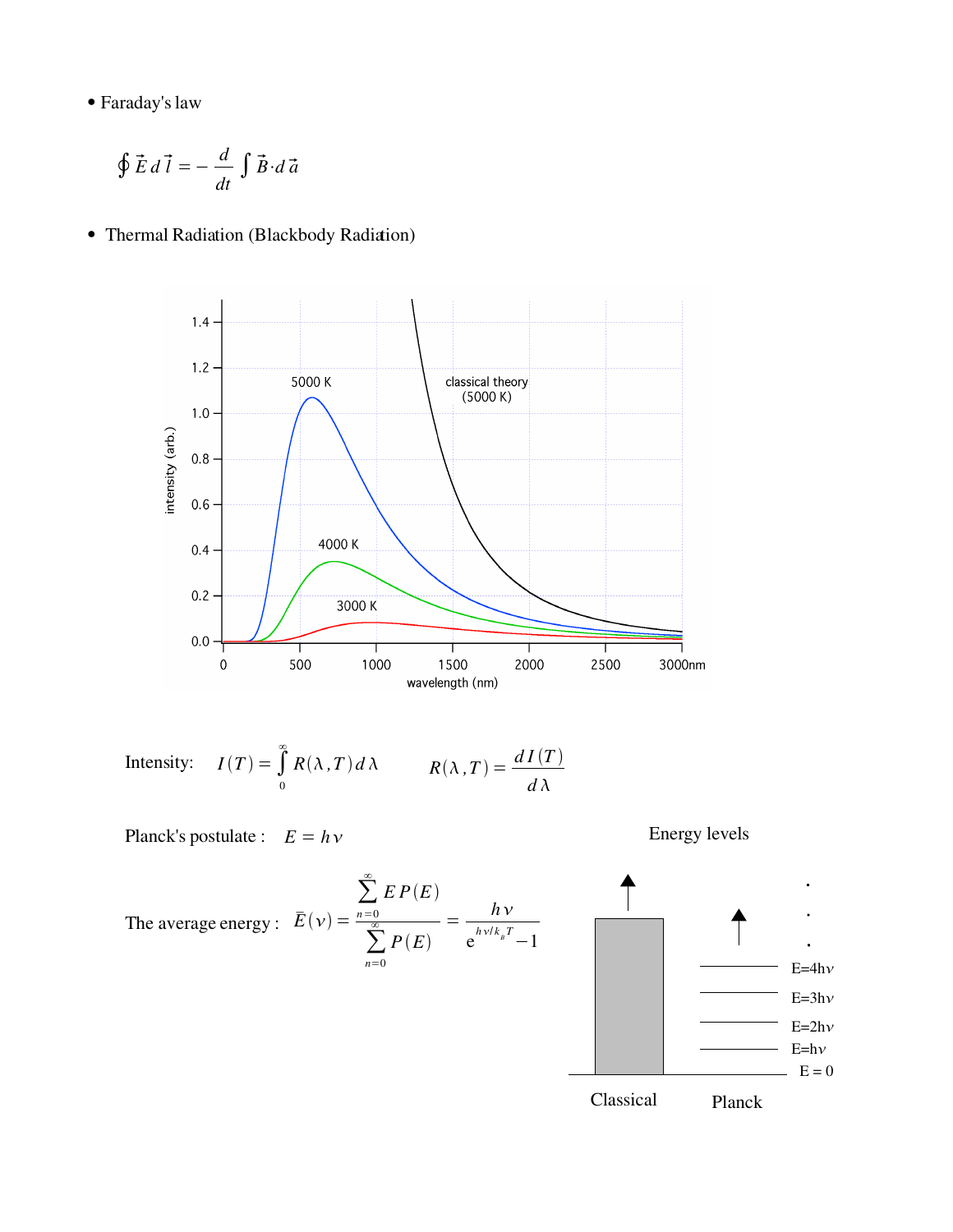- Faraday's law

$$\oint \vec{E}\, d\vec{l} = -\frac{d}{dt}\int \vec{B}\cdot d\vec{a}$$

- Thermal Radiation (Blackbody Radiation)

Intensity: $I(T) = \int_0^{\infty} R(\lambda, T)\, d\lambda \qquad R(\lambda, T) = \frac{dI(T)}{d\lambda}$

Planck's postulate : $E = h\nu$

The average energy : $\bar{E}(\nu) = \frac{\sum_{n=0}^{\infty} E\, P(E)}{\sum_{n=0}^{\infty} P(E)} = \frac{h\nu}{e^{h\nu/k_B T} - 1}$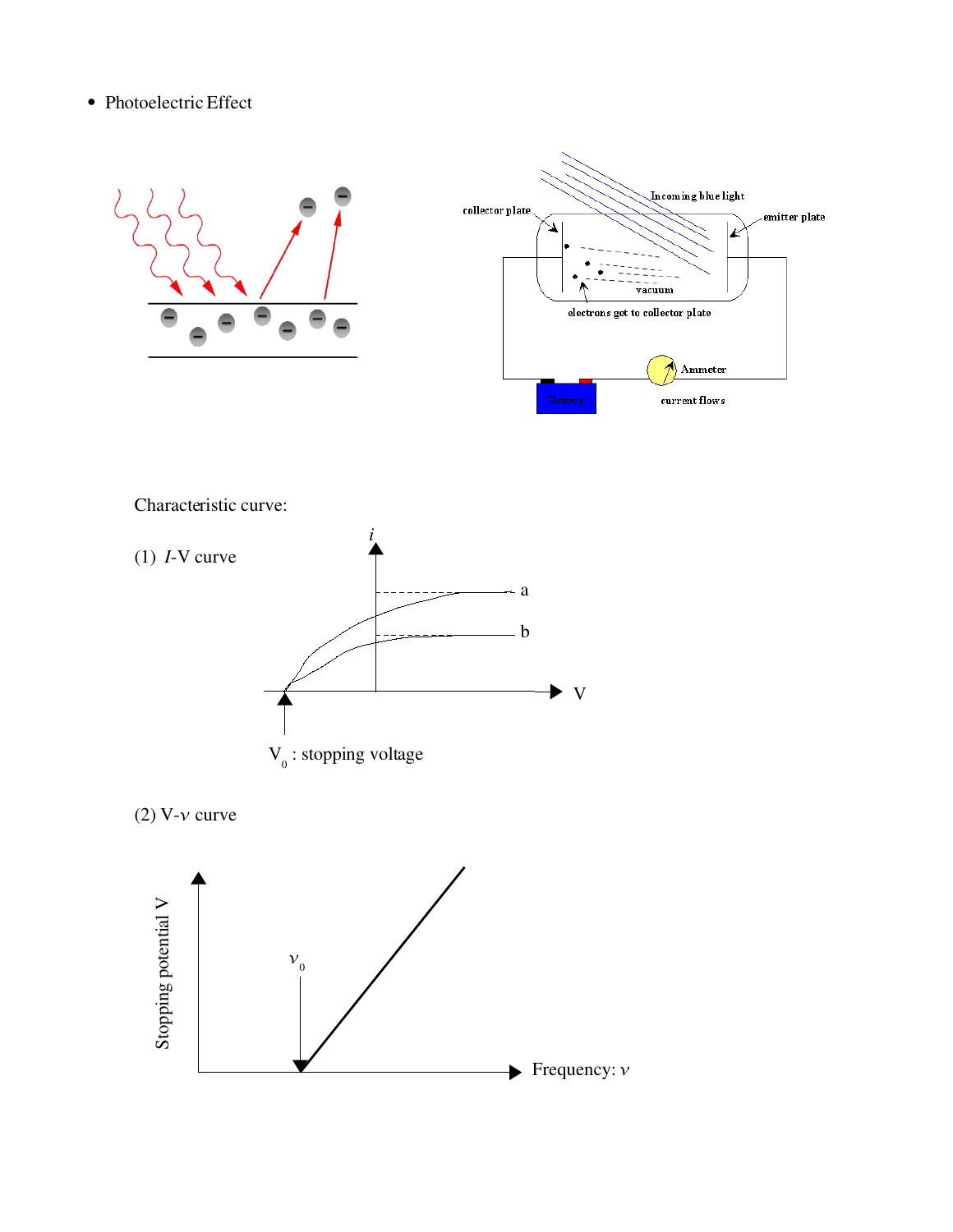- Photoelectric Effect

Characteristic curve:

(1) *I*-V curve

$V_0$ : stopping voltage

(2) V-$\nu$ curve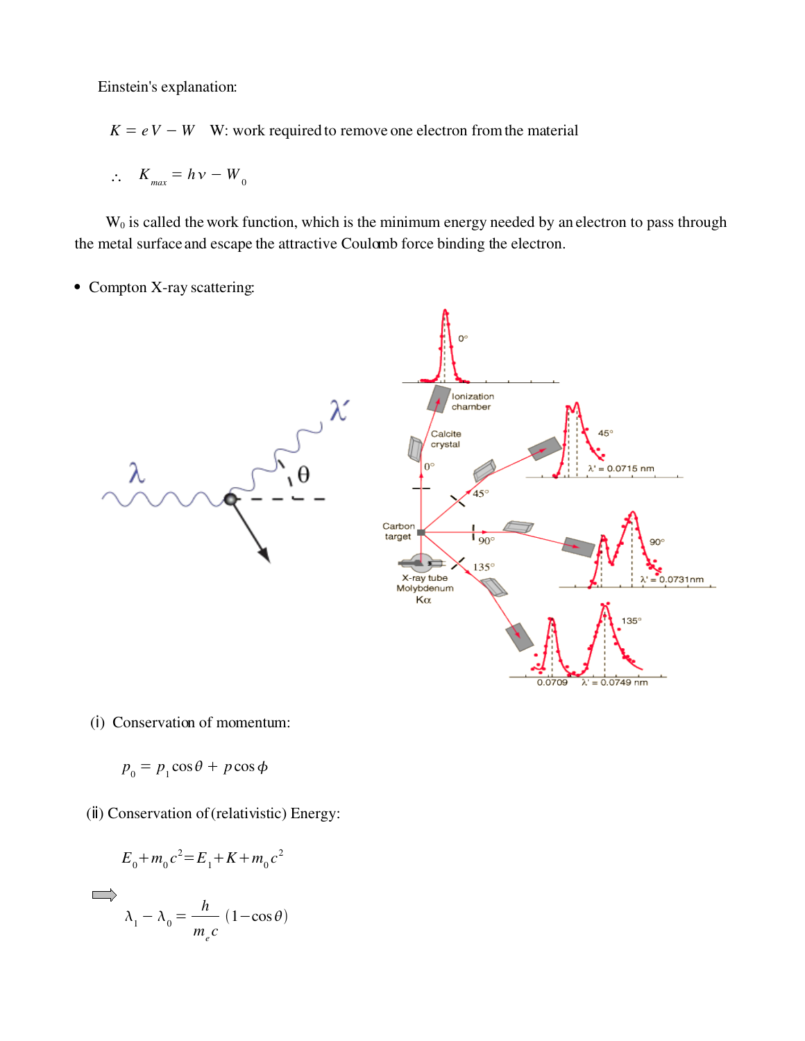Einstein's explanation:

$$K = eV - W \quad \text{W: work required to remove one electron from the material}$$

$$\therefore \quad K_{max} = h\nu - W_0$$

$W_0$ is called the work function, which is the minimum energy needed by an electron to pass through the metal surface and escape the attractive Coulomb force binding the electron.

- Compton X-ray scattering:

(i) Conservation of momentum:

$$p_0 = p_1 \cos\theta + p\cos\phi$$

(ii) Conservation of (relativistic) Energy:

$$E_0 + m_0 c^2 = E_1 + K + m_0 c^2$$

$$\Rightarrow \quad \lambda_1 - \lambda_0 = \frac{h}{m_e c}(1 - \cos\theta)$$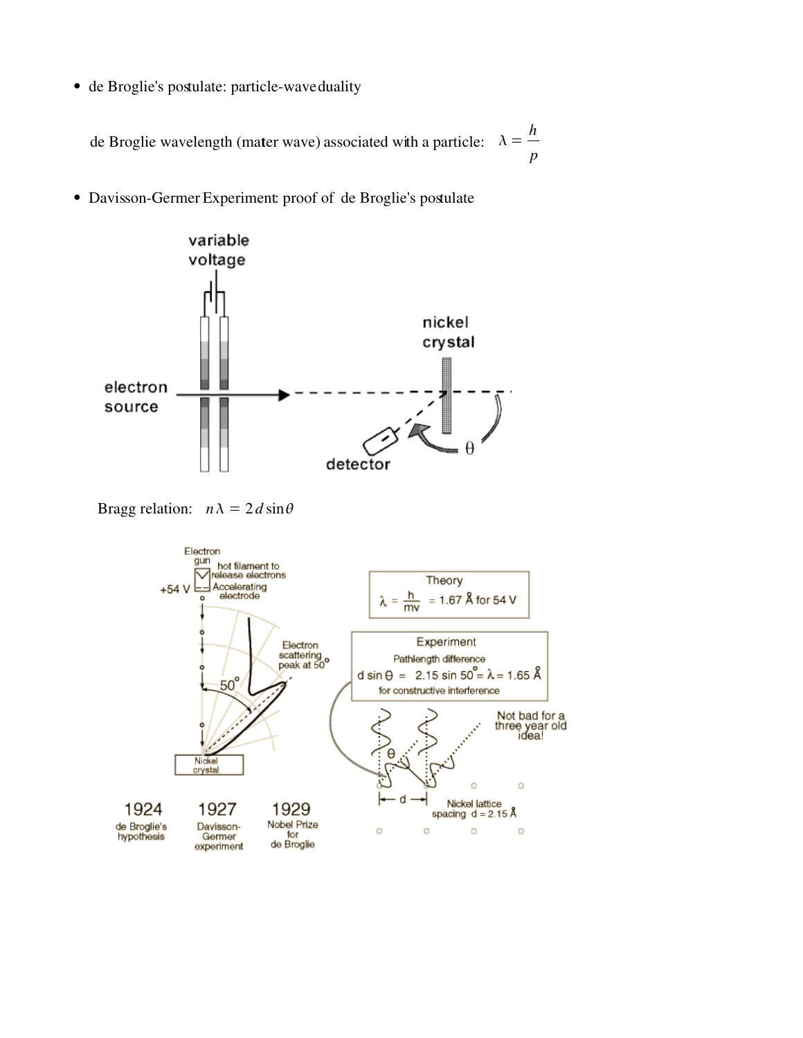- de Broglie's postulate: particle-wave duality

  de Broglie wavelength (matter wave) associated with a particle: $\lambda = \dfrac{h}{p}$

- Davisson-Germer Experiment: proof of de Broglie's postulate

Bragg relation: $n\lambda = 2d\sin\theta$